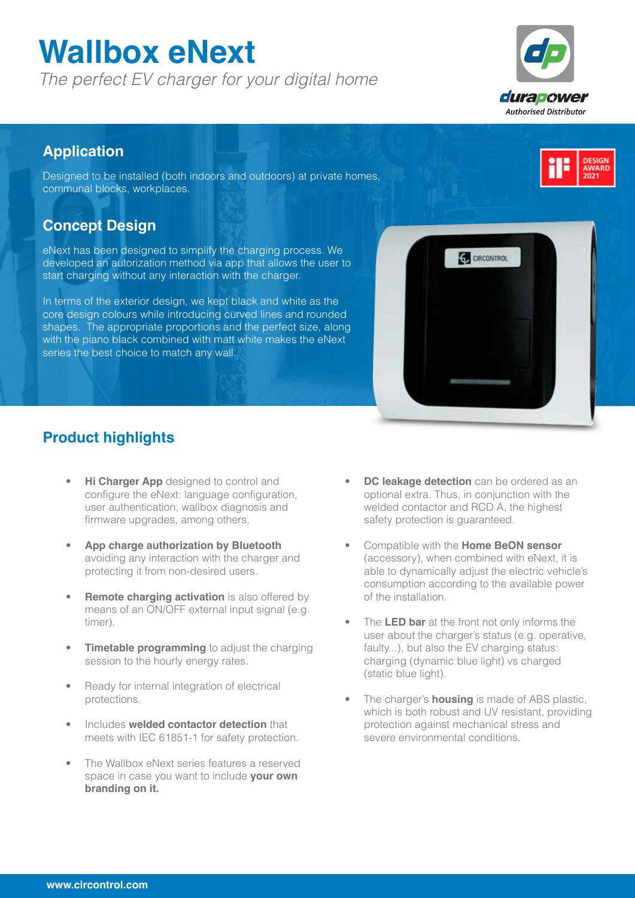# Wallbox eNext

*The perfect EV charger for your digital home*

durapower
*Authorised Distributor*

## Application

Designed to be installed (both indoors and outdoors) at private homes, communal blocks, workplaces.

## Concept Design

eNext has been designed to simplify the charging process. We developed an autorization method via app that allows the user to start charging without any interaction with the charger.

In terms of the exterior design, we kept black and white as the core design colours while introducing curved lines and rounded shapes. The appropriate proportions and the perfect size, along with the piano black combined with matt white makes the eNext series the best choice to match any wall.

## Product highlights

- **Hi Charger App** designed to control and configure the eNext: language configuration, user authentication, wallbox diagnosis and firmware upgrades, among others.
- **App charge authorization by Bluetooth** avoiding any interaction with the charger and protecting it from non-desired users.
- **Remote charging activation** is also offered by means of an ON/OFF external input signal (e.g. timer).
- **Timetable programming** to adjust the charging session to the hourly energy rates.
- Ready for internal integration of electrical protections.
- Includes **welded contactor detection** that meets with IEC 61851-1 for safety protection.
- The Wallbox eNext series features a reserved space in case you want to include **your own branding on it.**
- **DC leakage detection** can be ordered as an optional extra. Thus, in conjunction with the welded contactor and RCD A, the highest safety protection is guaranteed.
- Compatible with the **Home BeON sensor** (accessory), when combined with eNext, it is able to dynamically adjust the electric vehicle's consumption according to the available power of the installation.
- The **LED bar** at the front not only informs the user about the charger's status (e.g. operative, faulty...), but also the EV charging status: charging (dynamic blue light) vs charged (static blue light).
- The charger's **housing** is made of ABS plastic, which is both robust and UV resistant, providing protection against mechanical stress and severe environmental conditions.

**www.circontrol.com**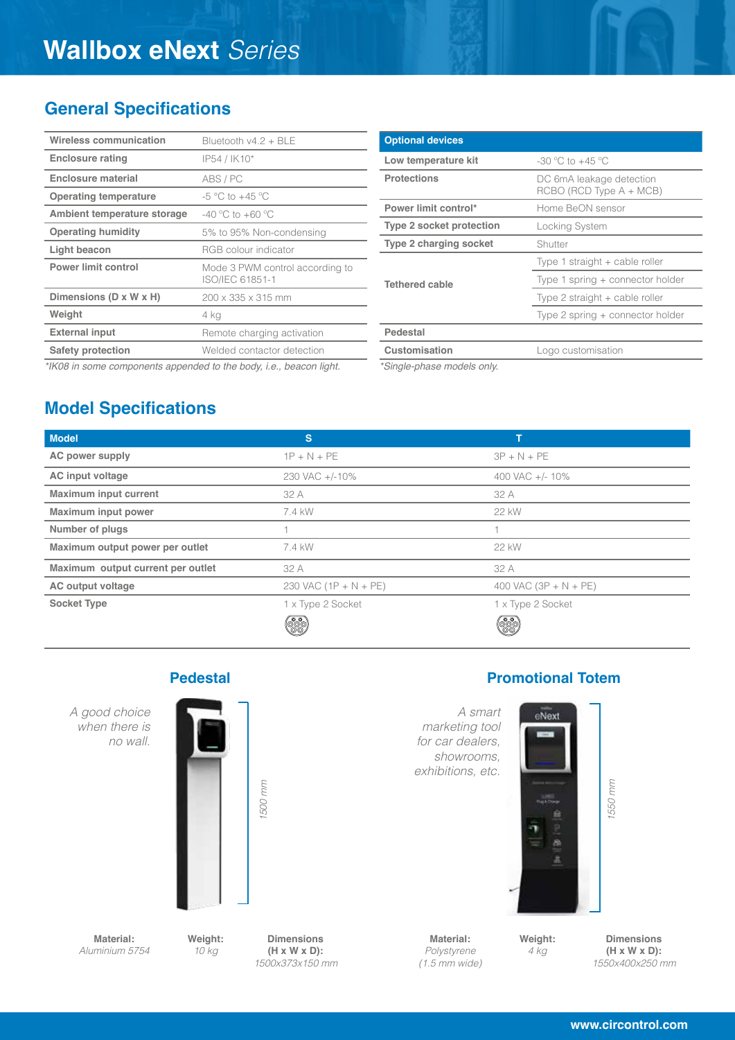# Wallbox eNext *Series*

## General Specifications

| | |
|---|---|
| Wireless communication | Bluetooth v4.2 + BLE |
| Enclosure rating | IP54 / IK10* |
| Enclosure material | ABS / PC |
| Operating temperature | -5 °C to +45 °C |
| Ambient temperature storage | -40 °C to +60 °C |
| Operating humidity | 5% to 95% Non-condensing |
| Light beacon | RGB colour indicator |
| Power limit control | Mode 3 PWM control according to ISO/IEC 61851-1 |
| Dimensions (D x W x H) | 200 x 335 x 315 mm |
| Weight | 4 kg |
| External input | Remote charging activation |
| Safety protection | Welded contactor detection |

*\*IK08 in some components appended to the body, i.e., beacon light.*

| Optional devices | |
|---|---|
| Low temperature kit | -30 °C to +45 °C |
| Protections | DC 6mA leakage detection<br>RCBO (RCD Type A + MCB) |
| Power limit control* | Home BeON sensor |
| Type 2 socket protection | Locking System |
| Type 2 charging socket | Shutter |
| Tethered cable | Type 1 straight + cable roller |
| | Type 1 spring + connector holder |
| | Type 2 straight + cable roller |
| | Type 2 spring + connector holder |
| Pedestal | |
| Customisation | Logo customisation |

*\*Single-phase models only.*

## Model Specifications

| Model | S | T |
|---|---|---|
| AC power supply | 1P + N + PE | 3P + N + PE |
| AC input voltage | 230 VAC +/-10% | 400 VAC +/- 10% |
| Maximum input current | 32 A | 32 A |
| Maximum input power | 7.4 kW | 22 kW |
| Number of plugs | 1 | 1 |
| Maximum output power per outlet | 7.4 kW | 22 kW |
| Maximum output current per outlet | 32 A | 32 A |
| AC output voltage | 230 VAC (1P + N + PE) | 400 VAC (3P + N + PE) |
| Socket Type | 1 x Type 2 Socket | 1 x Type 2 Socket |

### Pedestal

*A good choice when there is no wall.*

1500 mm

**Material:** *Aluminium 5754*

**Weight:** *10 kg*

**Dimensions (H x W x D):** *1500x373x150 mm*

### Promotional Totem

*A smart marketing tool for car dealers, showrooms, exhibitions, etc.*

1550 mm

**Material:** *Polystyrene (1.5 mm wide)*

**Weight:** *4 kg*

**Dimensions (H x W x D):** *1550x400x250 mm*

**www.circontrol.com**